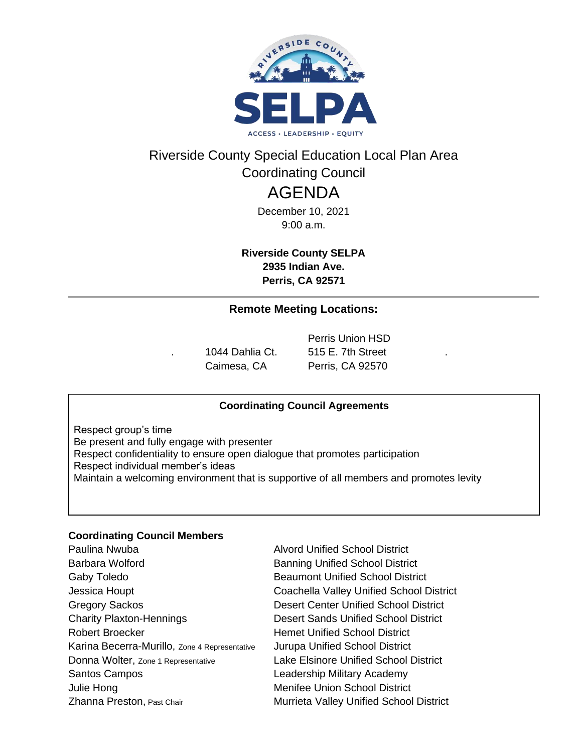Riverside County Special Education Local Plan Area
Coordinating Council

# AGENDA

December 10, 2021
9:00 a.m.

**Riverside County SELPA**
**2935 Indian Ave.**
**Perris, CA 92571**

### Remote Meeting Locations:

| . | 1044 Dahlia Ct.<br>Caimesa, CA | Perris Union HSD<br>515 E. 7th Street<br>Perris, CA 92570 | . |
|---|---|---|---|

**Coordinating Council Agreements**

Respect group's time
Be present and fully engage with presenter
Respect confidentiality to ensure open dialogue that promotes participation
Respect individual member's ideas
Maintain a welcoming environment that is supportive of all members and promotes levity

**Coordinating Council Members**

| | |
|---|---|
| Paulina Nwuba | Alvord Unified School District |
| Barbara Wolford | Banning Unified School District |
| Gaby Toledo | Beaumont Unified School District |
| Jessica Houpt | Coachella Valley Unified School District |
| Gregory Sackos | Desert Center Unified School District |
| Charity Plaxton-Hennings | Desert Sands Unified School District |
| Robert Broecker | Hemet Unified School District |
| Karina Becerra-Murillo, Zone 4 Representative | Jurupa Unified School District |
| Donna Wolter, Zone 1 Representative | Lake Elsinore Unified School District |
| Santos Campos | Leadership Military Academy |
| Julie Hong | Menifee Union School District |
| Zhanna Preston, Past Chair | Murrieta Valley Unified School District |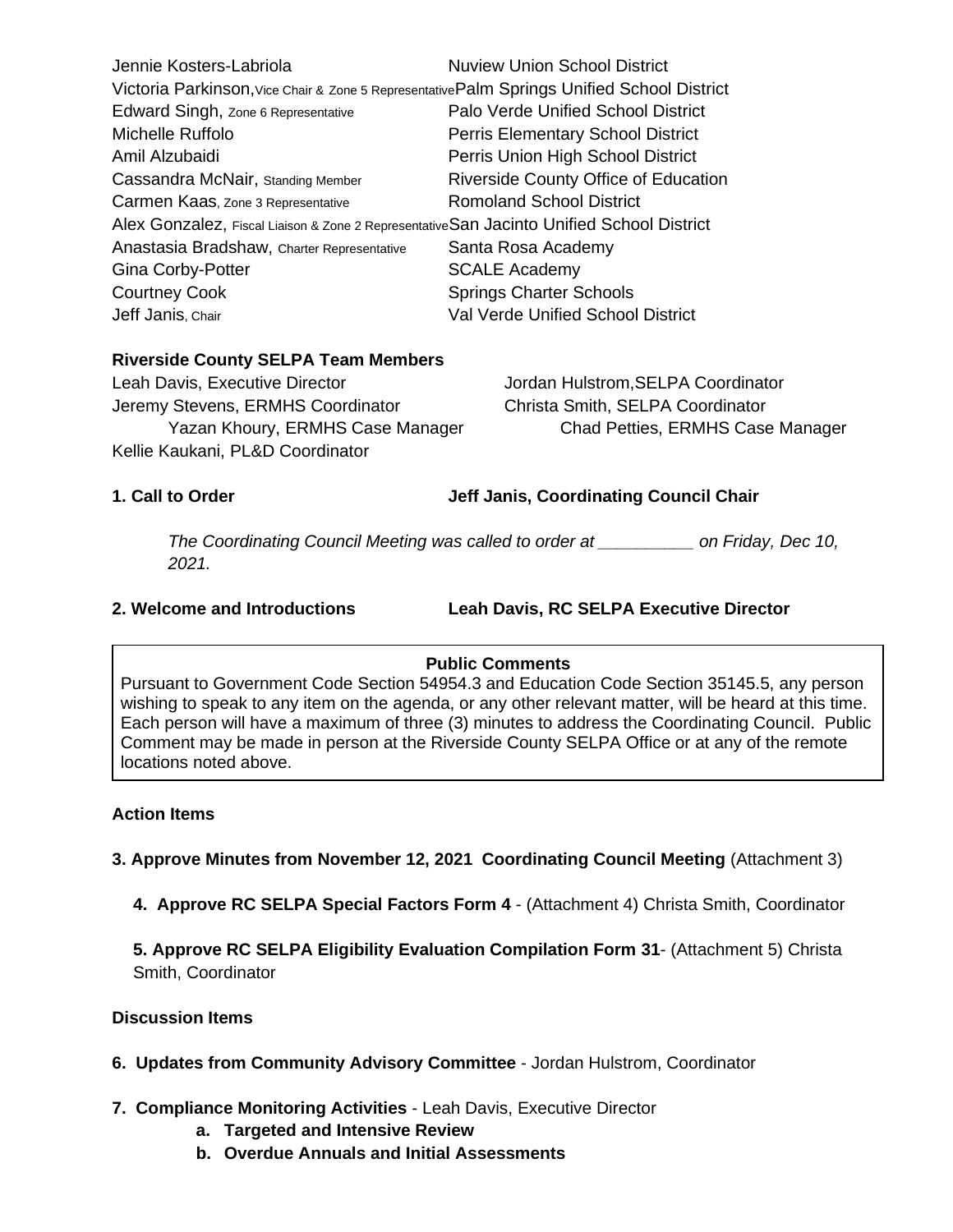| | |
|---|---|
| Jennie Kosters-Labriola | Nuview Union School District |
| Victoria Parkinson, Vice Chair & Zone 5 Representative | Palm Springs Unified School District |
| Edward Singh, Zone 6 Representative | Palo Verde Unified School District |
| Michelle Ruffolo | Perris Elementary School District |
| Amil Alzubaidi | Perris Union High School District |
| Cassandra McNair, Standing Member | Riverside County Office of Education |
| Carmen Kaas, Zone 3 Representative | Romoland School District |
| Alex Gonzalez, Fiscal Liaison & Zone 2 Representative | San Jacinto Unified School District |
| Anastasia Bradshaw, Charter Representative | Santa Rosa Academy |
| Gina Corby-Potter | SCALE Academy |
| Courtney Cook | Springs Charter Schools |
| Jeff Janis, Chair | Val Verde Unified School District |

**Riverside County SELPA Team Members**

Leah Davis, Executive Director
Jordan Hulstrom, SELPA Coordinator
Jeremy Stevens, ERMHS Coordinator
Christa Smith, SELPA Coordinator
Yazan Khoury, ERMHS Case Manager
Chad Petties, ERMHS Case Manager
Kellie Kaukani, PL&D Coordinator

**1. Call to Order** **Jeff Janis, Coordinating Council Chair**

*The Coordinating Council Meeting was called to order at __________ on Friday, Dec 10, 2021.*

**2. Welcome and Introductions** **Leah Davis, RC SELPA Executive Director**

**Public Comments**

Pursuant to Government Code Section 54954.3 and Education Code Section 35145.5, any person wishing to speak to any item on the agenda, or any other relevant matter, will be heard at this time. Each person will have a maximum of three (3) minutes to address the Coordinating Council. Public Comment may be made in person at the Riverside County SELPA Office or at any of the remote locations noted above.

**Action Items**

**3. Approve Minutes from November 12, 2021 Coordinating Council Meeting** (Attachment 3)

**4. Approve RC SELPA Special Factors Form 4** - (Attachment 4) Christa Smith, Coordinator

**5. Approve RC SELPA Eligibility Evaluation Compilation Form 31**- (Attachment 5) Christa Smith, Coordinator

**Discussion Items**

**6. Updates from Community Advisory Committee** - Jordan Hulstrom, Coordinator

**7. Compliance Monitoring Activities** - Leah Davis, Executive Director

a. **Targeted and Intensive Review**
b. **Overdue Annuals and Initial Assessments**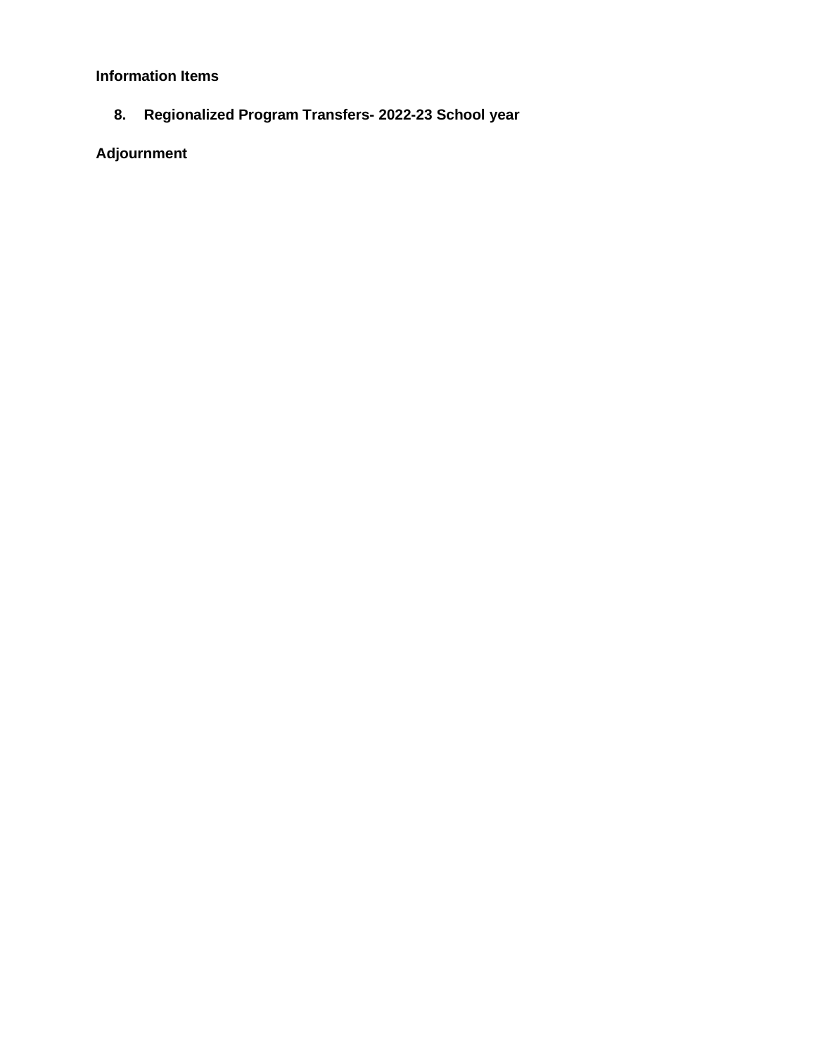**Information Items**

8. **Regionalized Program Transfers- 2022-23 School year**

**Adjournment**